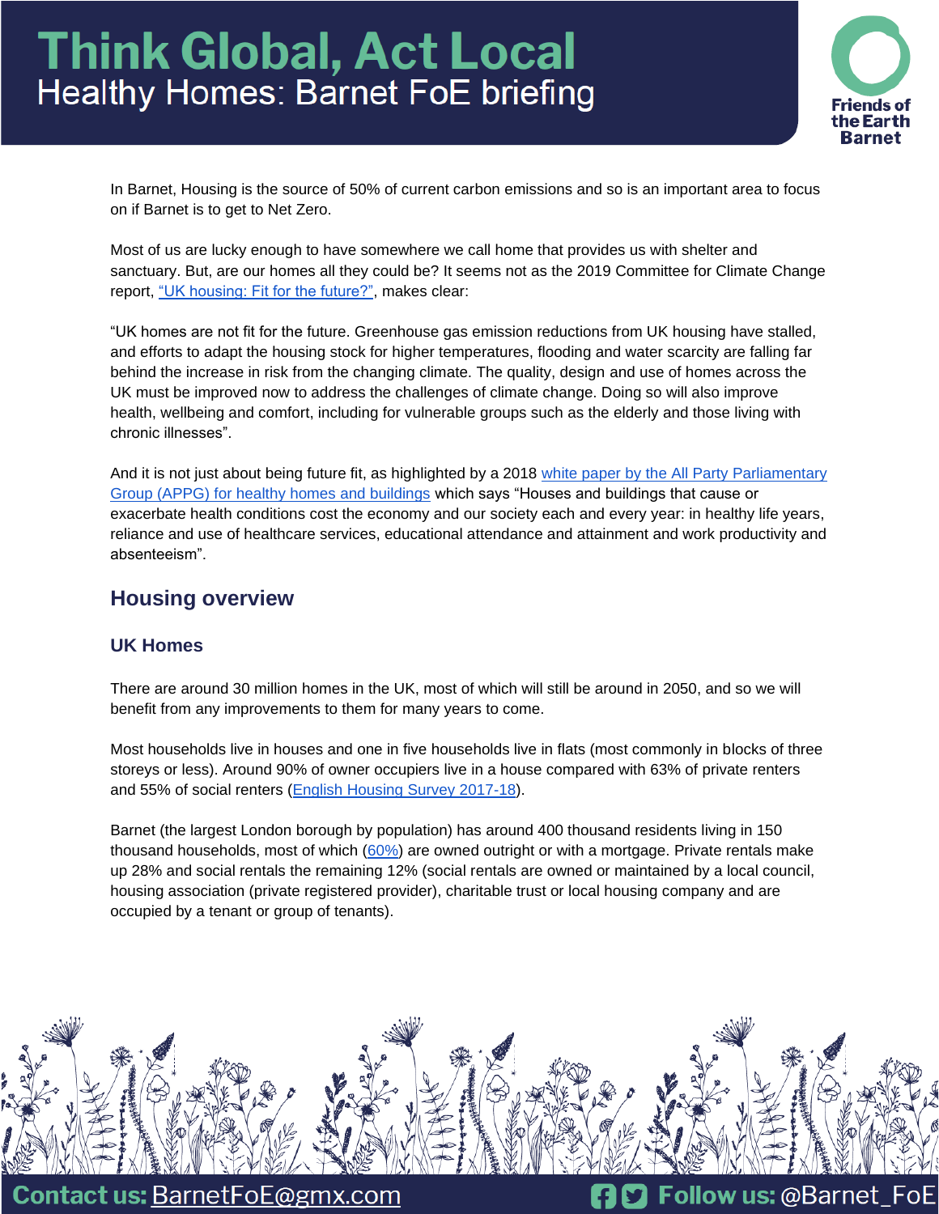# Think Global, Act Local

## Healthy Homes: Barnet FoE briefing

In Barnet, Housing is the source of 50% of current carbon emissions and so is an important area to focus on if Barnet is to get to Net Zero.

Most of us are lucky enough to have somewhere we call home that provides us with shelter and sanctuary. But, are our homes all they could be? It seems not as the 2019 Committee for Climate Change report, "UK housing: Fit for the future?", makes clear:

"UK homes are not fit for the future. Greenhouse gas emission reductions from UK housing have stalled, and efforts to adapt the housing stock for higher temperatures, flooding and water scarcity are falling far behind the increase in risk from the changing climate. The quality, design and use of homes across the UK must be improved now to address the challenges of climate change. Doing so will also improve health, wellbeing and comfort, including for vulnerable groups such as the elderly and those living with chronic illnesses".

And it is not just about being future fit, as highlighted by a 2018 white paper by the All Party Parliamentary Group (APPG) for healthy homes and buildings which says "Houses and buildings that cause or exacerbate health conditions cost the economy and our society each and every year: in healthy life years, reliance and use of healthcare services, educational attendance and attainment and work productivity and absenteeism".

## Housing overview

### UK Homes

There are around 30 million homes in the UK, most of which will still be around in 2050, and so we will benefit from any improvements to them for many years to come.

Most households live in houses and one in five households live in flats (most commonly in blocks of three storeys or less). Around 90% of owner occupiers live in a house compared with 63% of private renters and 55% of social renters (English Housing Survey 2017-18).

Barnet (the largest London borough by population) has around 400 thousand residents living in 150 thousand households, most of which (60%) are owned outright or with a mortgage. Private rentals make up 28% and social rentals the remaining 12% (social rentals are owned or maintained by a local council, housing association (private registered provider), charitable trust or local housing company and are occupied by a tenant or group of tenants).

Contact us: BarnetFoE@gmx.com Follow us: @Barnet_FoE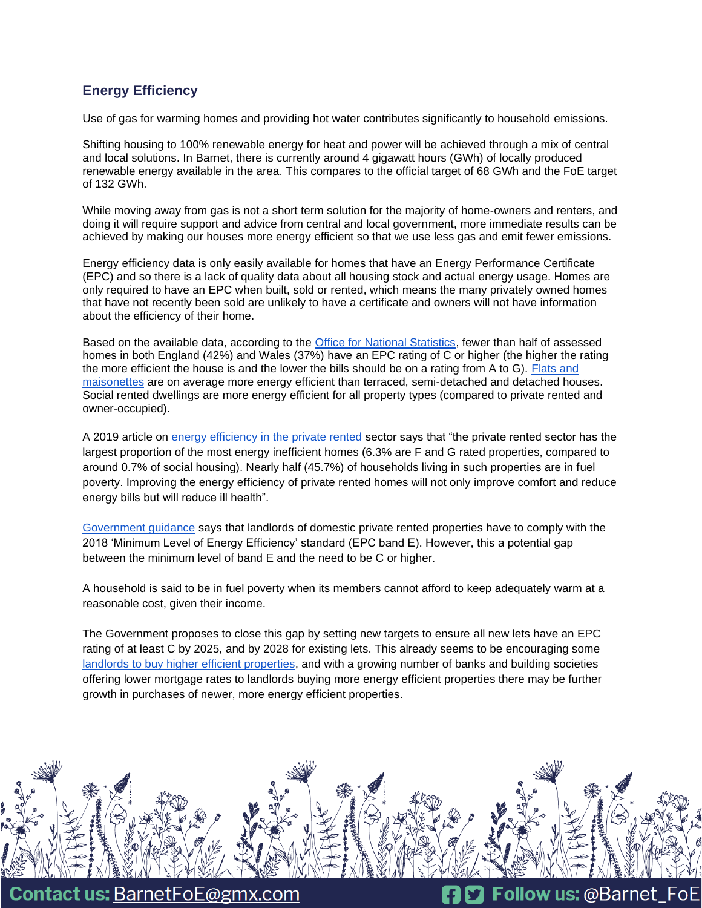## Energy Efficiency

Use of gas for warming homes and providing hot water contributes significantly to household emissions.

Shifting housing to 100% renewable energy for heat and power will be achieved through a mix of central and local solutions. In Barnet, there is currently around 4 gigawatt hours (GWh) of locally produced renewable energy available in the area. This compares to the official target of 68 GWh and the FoE target of 132 GWh.

While moving away from gas is not a short term solution for the majority of home-owners and renters, and doing it will require support and advice from central and local government, more immediate results can be achieved by making our houses more energy efficient so that we use less gas and emit fewer emissions.

Energy efficiency data is only easily available for homes that have an Energy Performance Certificate (EPC) and so there is a lack of quality data about all housing stock and actual energy usage. Homes are only required to have an EPC when built, sold or rented, which means the many privately owned homes that have not recently been sold are unlikely to have a certificate and owners will not have information about the efficiency of their home.

Based on the available data, according to the Office for National Statistics, fewer than half of assessed homes in both England (42%) and Wales (37%) have an EPC rating of C or higher (the higher the rating the more efficient the house is and the lower the bills should be on a rating from A to G). Flats and maisonettes are on average more energy efficient than terraced, semi-detached and detached houses. Social rented dwellings are more energy efficient for all property types (compared to private rented and owner-occupied).

A 2019 article on energy efficiency in the private rented sector says that "the private rented sector has the largest proportion of the most energy inefficient homes (6.3% are F and G rated properties, compared to around 0.7% of social housing). Nearly half (45.7%) of households living in such properties are in fuel poverty. Improving the energy efficiency of private rented homes will not only improve comfort and reduce energy bills but will reduce ill health".

Government guidance says that landlords of domestic private rented properties have to comply with the 2018 'Minimum Level of Energy Efficiency' standard (EPC band E). However, this a potential gap between the minimum level of band E and the need to be C or higher.

A household is said to be in fuel poverty when its members cannot afford to keep adequately warm at a reasonable cost, given their income.

The Government proposes to close this gap by setting new targets to ensure all new lets have an EPC rating of at least C by 2025, and by 2028 for existing lets. This already seems to be encouraging some landlords to buy higher efficient properties, and with a growing number of banks and building societies offering lower mortgage rates to landlords buying more energy efficient properties there may be further growth in purchases of newer, more energy efficient properties.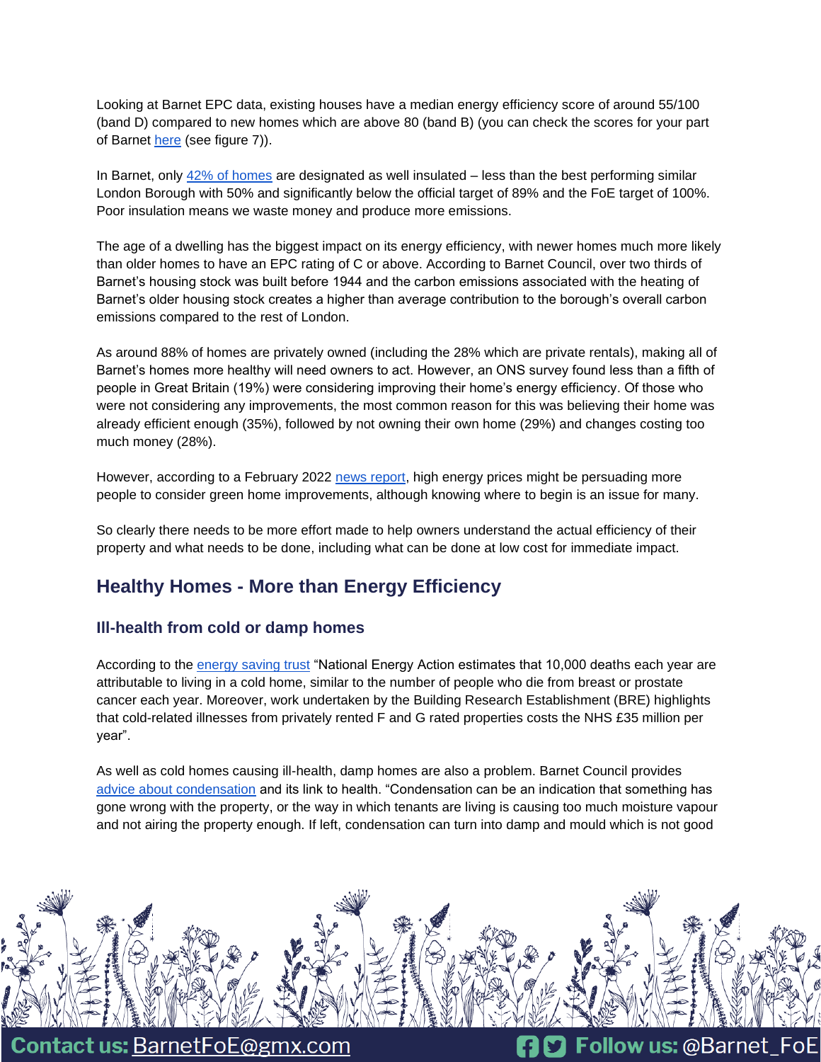Looking at Barnet EPC data, existing houses have a median energy efficiency score of around 55/100 (band D) compared to new homes which are above 80 (band B) (you can check the scores for your part of Barnet here (see figure 7)).

In Barnet, only 42% of homes are designated as well insulated – less than the best performing similar London Borough with 50% and significantly below the official target of 89% and the FoE target of 100%. Poor insulation means we waste money and produce more emissions.

The age of a dwelling has the biggest impact on its energy efficiency, with newer homes much more likely than older homes to have an EPC rating of C or above. According to Barnet Council, over two thirds of Barnet's housing stock was built before 1944 and the carbon emissions associated with the heating of Barnet's older housing stock creates a higher than average contribution to the borough's overall carbon emissions compared to the rest of London.

As around 88% of homes are privately owned (including the 28% which are private rentals), making all of Barnet's homes more healthy will need owners to act. However, an ONS survey found less than a fifth of people in Great Britain (19%) were considering improving their home's energy efficiency. Of those who were not considering any improvements, the most common reason for this was believing their home was already efficient enough (35%), followed by not owning their own home (29%) and changes costing too much money (28%).

However, according to a February 2022 news report, high energy prices might be persuading more people to consider green home improvements, although knowing where to begin is an issue for many.

So clearly there needs to be more effort made to help owners understand the actual efficiency of their property and what needs to be done, including what can be done at low cost for immediate impact.

## Healthy Homes - More than Energy Efficiency

### Ill-health from cold or damp homes

According to the energy saving trust "National Energy Action estimates that 10,000 deaths each year are attributable to living in a cold home, similar to the number of people who die from breast or prostate cancer each year. Moreover, work undertaken by the Building Research Establishment (BRE) highlights that cold-related illnesses from privately rented F and G rated properties costs the NHS £35 million per year".

As well as cold homes causing ill-health, damp homes are also a problem. Barnet Council provides advice about condensation and its link to health. "Condensation can be an indication that something has gone wrong with the property, or the way in which tenants are living is causing too much moisture vapour and not airing the property enough. If left, condensation can turn into damp and mould which is not good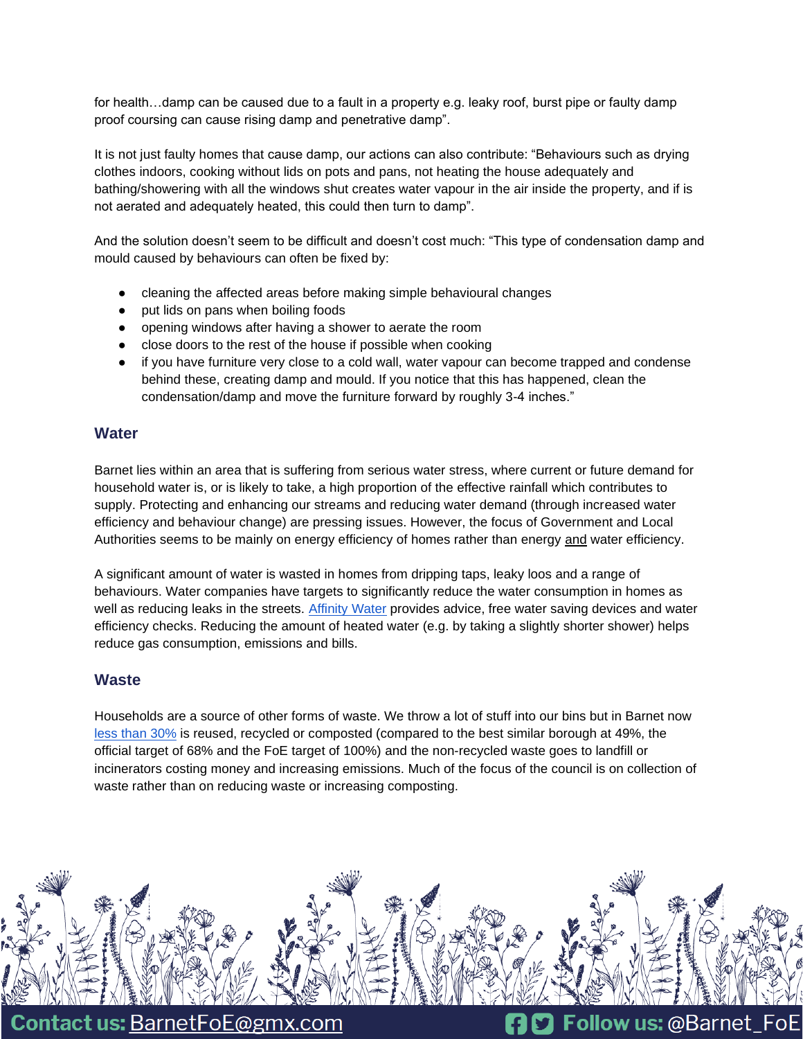for health…damp can be caused due to a fault in a property e.g. leaky roof, burst pipe or faulty damp proof coursing can cause rising damp and penetrative damp".

It is not just faulty homes that cause damp, our actions can also contribute: "Behaviours such as drying clothes indoors, cooking without lids on pots and pans, not heating the house adequately and bathing/showering with all the windows shut creates water vapour in the air inside the property, and if is not aerated and adequately heated, this could then turn to damp".

And the solution doesn't seem to be difficult and doesn't cost much: "This type of condensation damp and mould caused by behaviours can often be fixed by:

- cleaning the affected areas before making simple behavioural changes
- put lids on pans when boiling foods
- opening windows after having a shower to aerate the room
- close doors to the rest of the house if possible when cooking
- if you have furniture very close to a cold wall, water vapour can become trapped and condense behind these, creating damp and mould. If you notice that this has happened, clean the condensation/damp and move the furniture forward by roughly 3-4 inches."

## Water

Barnet lies within an area that is suffering from serious water stress, where current or future demand for household water is, or is likely to take, a high proportion of the effective rainfall which contributes to supply. Protecting and enhancing our streams and reducing water demand (through increased water efficiency and behaviour change) are pressing issues. However, the focus of Government and Local Authorities seems to be mainly on energy efficiency of homes rather than energy <u>and</u> water efficiency.

A significant amount of water is wasted in homes from dripping taps, leaky loos and a range of behaviours. Water companies have targets to significantly reduce the water consumption in homes as well as reducing leaks in the streets. Affinity Water provides advice, free water saving devices and water efficiency checks. Reducing the amount of heated water (e.g. by taking a slightly shorter shower) helps reduce gas consumption, emissions and bills.

## Waste

Households are a source of other forms of waste. We throw a lot of stuff into our bins but in Barnet now less than 30% is reused, recycled or composted (compared to the best similar borough at 49%, the official target of 68% and the FoE target of 100%) and the non-recycled waste goes to landfill or incinerators costing money and increasing emissions. Much of the focus of the council is on collection of waste rather than on reducing waste or increasing composting.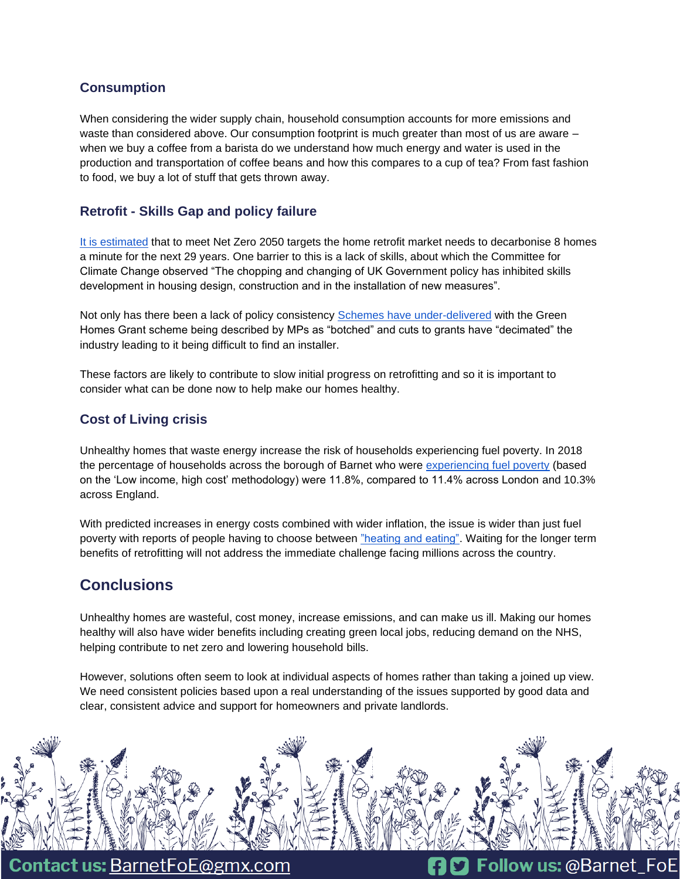### Consumption

When considering the wider supply chain, household consumption accounts for more emissions and waste than considered above. Our consumption footprint is much greater than most of us are aware – when we buy a coffee from a barista do we understand how much energy and water is used in the production and transportation of coffee beans and how this compares to a cup of tea? From fast fashion to food, we buy a lot of stuff that gets thrown away.

### Retrofit - Skills Gap and policy failure

It is estimated that to meet Net Zero 2050 targets the home retrofit market needs to decarbonise 8 homes a minute for the next 29 years. One barrier to this is a lack of skills, about which the Committee for Climate Change observed "The chopping and changing of UK Government policy has inhibited skills development in housing design, construction and in the installation of new measures".

Not only has there been a lack of policy consistency Schemes have under-delivered with the Green Homes Grant scheme being described by MPs as "botched" and cuts to grants have "decimated" the industry leading to it being difficult to find an installer.

These factors are likely to contribute to slow initial progress on retrofitting and so it is important to consider what can be done now to help make our homes healthy.

### Cost of Living crisis

Unhealthy homes that waste energy increase the risk of households experiencing fuel poverty. In 2018 the percentage of households across the borough of Barnet who were experiencing fuel poverty (based on the 'Low income, high cost' methodology) were 11.8%, compared to 11.4% across London and 10.3% across England.

With predicted increases in energy costs combined with wider inflation, the issue is wider than just fuel poverty with reports of people having to choose between "heating and eating". Waiting for the longer term benefits of retrofitting will not address the immediate challenge facing millions across the country.

## Conclusions

Unhealthy homes are wasteful, cost money, increase emissions, and can make us ill. Making our homes healthy will also have wider benefits including creating green local jobs, reducing demand on the NHS, helping contribute to net zero and lowering household bills.

However, solutions often seem to look at individual aspects of homes rather than taking a joined up view. We need consistent policies based upon a real understanding of the issues supported by good data and clear, consistent advice and support for homeowners and private landlords.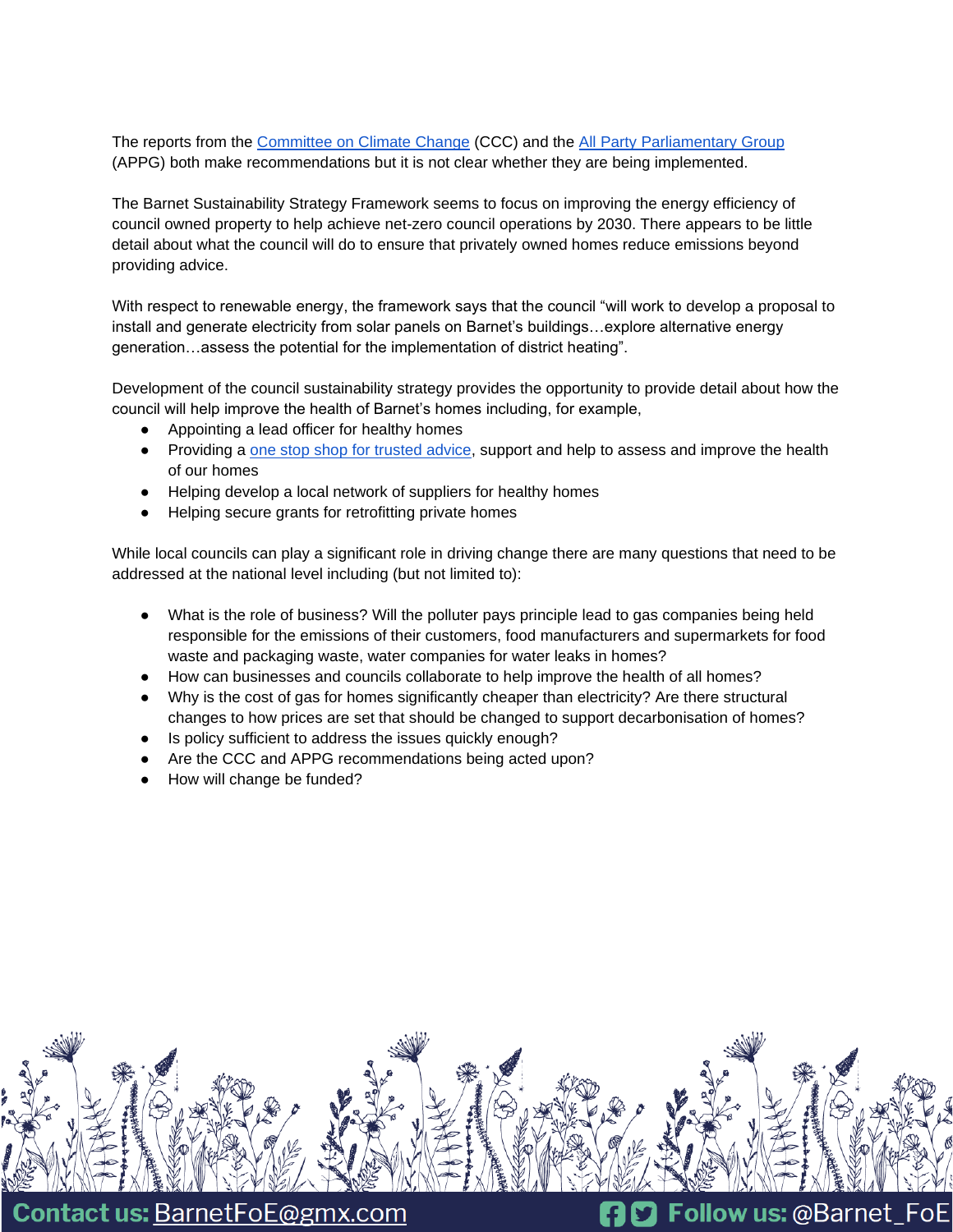The reports from the Committee on Climate Change (CCC) and the All Party Parliamentary Group (APPG) both make recommendations but it is not clear whether they are being implemented.

The Barnet Sustainability Strategy Framework seems to focus on improving the energy efficiency of council owned property to help achieve net-zero council operations by 2030. There appears to be little detail about what the council will do to ensure that privately owned homes reduce emissions beyond providing advice.

With respect to renewable energy, the framework says that the council "will work to develop a proposal to install and generate electricity from solar panels on Barnet's buildings…explore alternative energy generation…assess the potential for the implementation of district heating".

Development of the council sustainability strategy provides the opportunity to provide detail about how the council will help improve the health of Barnet's homes including, for example,

- Appointing a lead officer for healthy homes
- Providing a one stop shop for trusted advice, support and help to assess and improve the health of our homes
- Helping develop a local network of suppliers for healthy homes
- Helping secure grants for retrofitting private homes

While local councils can play a significant role in driving change there are many questions that need to be addressed at the national level including (but not limited to):

- What is the role of business? Will the polluter pays principle lead to gas companies being held responsible for the emissions of their customers, food manufacturers and supermarkets for food waste and packaging waste, water companies for water leaks in homes?
- How can businesses and councils collaborate to help improve the health of all homes?
- Why is the cost of gas for homes significantly cheaper than electricity? Are there structural changes to how prices are set that should be changed to support decarbonisation of homes?
- Is policy sufficient to address the issues quickly enough?
- Are the CCC and APPG recommendations being acted upon?
- How will change be funded?

**Contact us:** BarnetFoE@gmx.com **Follow us:** @Barnet_FoE